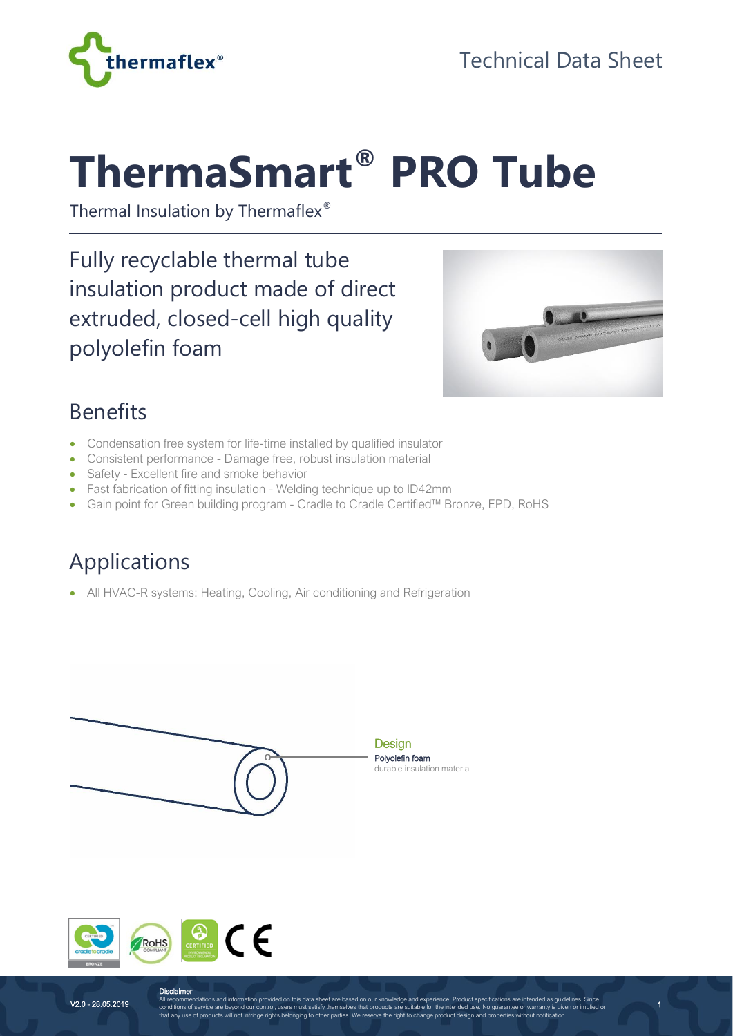Technical Data Sheet

# ThermaSmart® PRO Tube

Thermal Insulation by Thermaflex®

Fully recyclable thermal tube insulation product made of direct extruded, closed-cell high quality polyolefin foam

## Benefits

- Condensation free system for life-time installed by qualified insulator
- Consistent performance - Damage free, robust insulation material
- Safety - Excellent fire and smoke behavior
- Fast fabrication of fitting insulation - Welding technique up to ID42mm
- Gain point for Green building program - Cradle to Cradle Certified™ Bronze, EPD, RoHS

## Applications

- All HVAC-R systems: Heating, Cooling, Air conditioning and Refrigeration

**Design**

Polyolefin foam
durable insulation material

V2.0 - 28.05.2019

**Disclaimer**

All recommendations and information provided on this data sheet are based on our knowledge and experience. Product specifications are intended as guidelines. Since conditions of service are beyond our control, users must satisfy themselves that products are suitable for the intended use. No guarantee or warranty is given or implied or that any use of products will not infringe rights belonging to other parties. We reserve the right to change product design and properties without notification.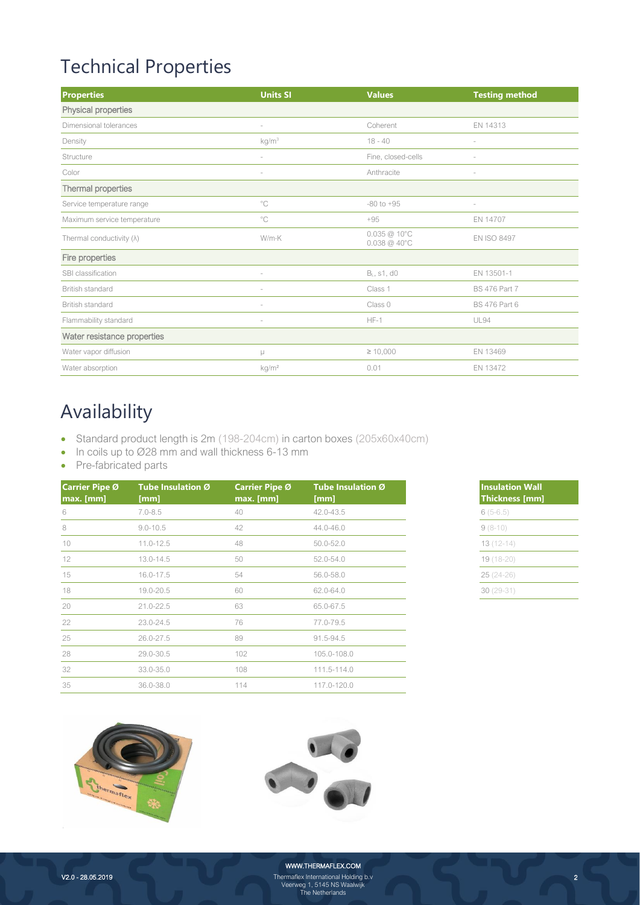# Technical Properties

| Properties | Units SI | Values | Testing method |
|---|---|---|---|
| Physical properties | | | |
| Dimensional tolerances | - | Coherent | EN 14313 |
| Density | kg/m³ | 18 - 40 | - |
| Structure | - | Fine, closed-cells | - |
| Color | - | Anthracite | - |
| Thermal properties | | | |
| Service temperature range | °C | -80 to +95 | - |
| Maximum service temperature | °C | +95 | EN 14707 |
| Thermal conductivity (λ) | W/m·K | 0.035 @ 10°C<br>0.038 @ 40°C | EN ISO 8497 |
| Fire properties | | | |
| SBI classification | - | $B_L$, s1, d0 | EN 13501-1 |
| British standard | - | Class 1 | BS 476 Part 7 |
| British standard | - | Class 0 | BS 476 Part 6 |
| Flammability standard | - | HF-1 | UL94 |
| Water resistance properties | | | |
| Water vapor diffusion | μ | ≥ 10,000 | EN 13469 |
| Water absorption | kg/m² | 0.01 | EN 13472 |

# Availability

- Standard product length is 2m (198-204cm) in carton boxes (205x60x40cm)
- In coils up to Ø28 mm and wall thickness 6-13 mm
- Pre-fabricated parts

| Carrier Pipe Ø max. [mm] | Tube Insulation Ø [mm] | Carrier Pipe Ø max. [mm] | Tube Insulation Ø [mm] |
|---|---|---|---|
| 6 | 7.0-8.5 | 40 | 42.0-43.5 |
| 8 | 9.0-10.5 | 42 | 44.0-46.0 |
| 10 | 11.0-12.5 | 48 | 50.0-52.0 |
| 12 | 13.0-14.5 | 50 | 52.0-54.0 |
| 15 | 16.0-17.5 | 54 | 56.0-58.0 |
| 18 | 19.0-20.5 | 60 | 62.0-64.0 |
| 20 | 21.0-22.5 | 63 | 65.0-67.5 |
| 22 | 23.0-24.5 | 76 | 77.0-79.5 |
| 25 | 26.0-27.5 | 89 | 91.5-94.5 |
| 28 | 29.0-30.5 | 102 | 105.0-108.0 |
| 32 | 33.0-35.0 | 108 | 111.5-114.0 |
| 35 | 36.0-38.0 | 114 | 117.0-120.0 |

| Insulation Wall Thickness [mm] |
|---|
| 6 (5-6.5) |
| 9 (8-10) |
| 13 (12-14) |
| 19 (18-20) |
| 25 (24-26) |
| 30 (29-31) |

WWW.THERMAFLEX.COM
Thermaflex International Holding b.v
Veerweg 1, 5145 NS Waalwijk
The Netherlands

V2.0 - 28.05.2019